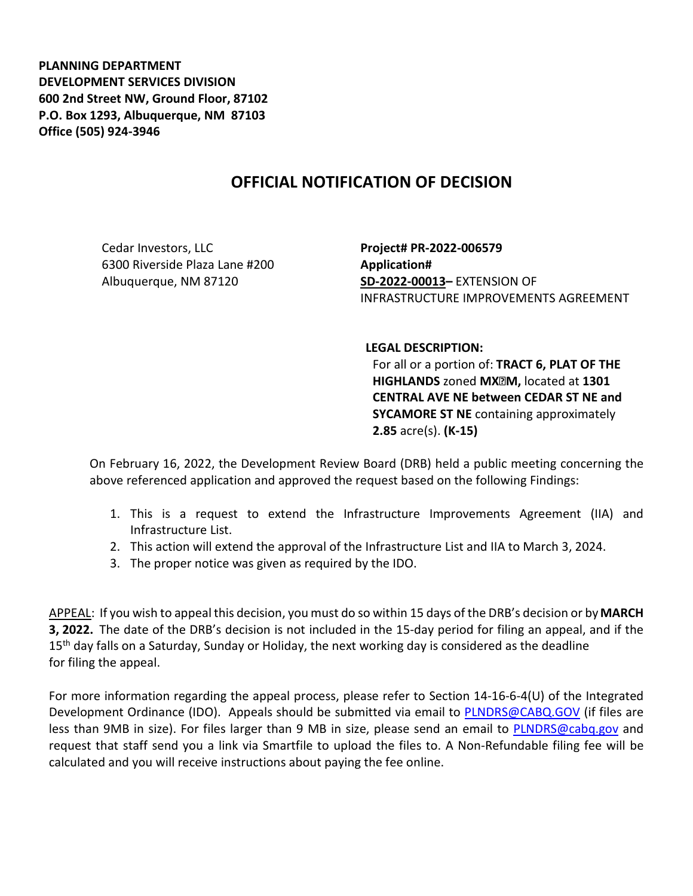**PLANNING DEPARTMENT**
**DEVELOPMENT SERVICES DIVISION**
**600 2nd Street NW, Ground Floor, 87102**
**P.O. Box 1293, Albuquerque, NM 87103**
**Office (505) 924-3946**

# OFFICIAL NOTIFICATION OF DECISION

Cedar Investors, LLC
6300 Riverside Plaza Lane #200
Albuquerque, NM 87120

**Project# PR-2022-006579**
**Application#**
**SD-2022-00013–** EXTENSION OF INFRASTRUCTURE IMPROVEMENTS AGREEMENT

**LEGAL DESCRIPTION:**
For all or a portion of: **TRACT 6, PLAT OF THE HIGHLANDS** zoned **MX-M,** located at **1301 CENTRAL AVE NE between CEDAR ST NE and SYCAMORE ST NE** containing approximately **2.85** acre(s). **(K-15)**

On February 16, 2022, the Development Review Board (DRB) held a public meeting concerning the above referenced application and approved the request based on the following Findings:

1. This is a request to extend the Infrastructure Improvements Agreement (IIA) and Infrastructure List.
2. This action will extend the approval of the Infrastructure List and IIA to March 3, 2024.
3. The proper notice was given as required by the IDO.

APPEAL: If you wish to appeal this decision, you must do so within 15 days of the DRB's decision or by **MARCH 3, 2022.** The date of the DRB's decision is not included in the 15-day period for filing an appeal, and if the 15th day falls on a Saturday, Sunday or Holiday, the next working day is considered as the deadline for filing the appeal.

For more information regarding the appeal process, please refer to Section 14-16-6-4(U) of the Integrated Development Ordinance (IDO). Appeals should be submitted via email to PLNDRS@CABQ.GOV (if files are less than 9MB in size). For files larger than 9 MB in size, please send an email to PLNDRS@cabq.gov and request that staff send you a link via Smartfile to upload the files to. A Non-Refundable filing fee will be calculated and you will receive instructions about paying the fee online.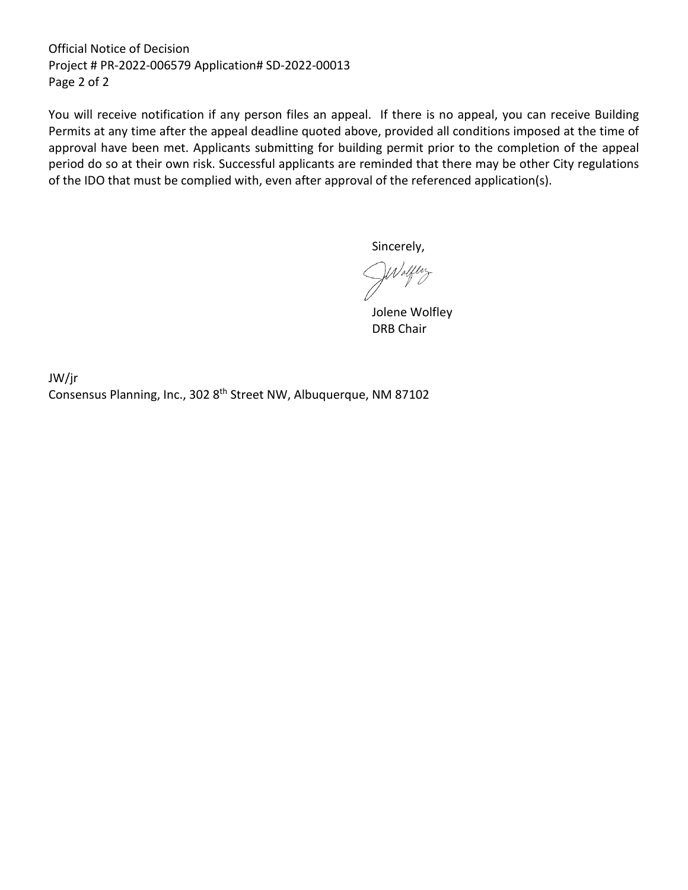You will receive notification if any person files an appeal. If there is no appeal, you can receive Building Permits at any time after the appeal deadline quoted above, provided all conditions imposed at the time of approval have been met. Applicants submitting for building permit prior to the completion of the appeal period do so at their own risk. Successful applicants are reminded that there may be other City regulations of the IDO that must be complied with, even after approval of the referenced application(s).

Sincerely,

Jolene Wolfley
DRB Chair

JW/jr
Consensus Planning, Inc., 302 8th Street NW, Albuquerque, NM 87102